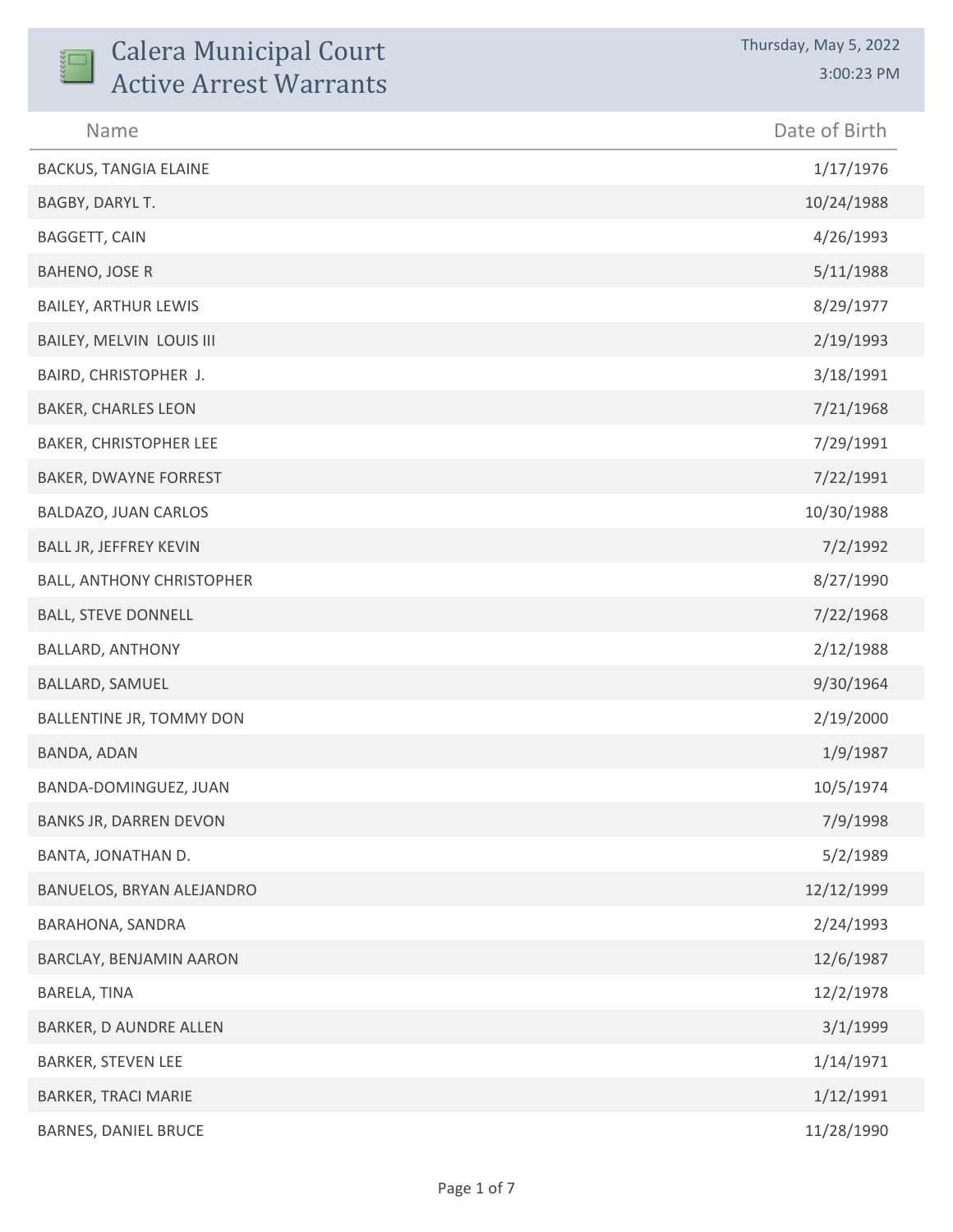# Calera Municipal Court
## Active Arrest Warrants

Thursday, May 5, 2022
3:00:23 PM

| Name | Date of Birth |
|---|---|
| BACKUS, TANGIA ELAINE | 1/17/1976 |
| BAGBY, DARYL T. | 10/24/1988 |
| BAGGETT, CAIN | 4/26/1993 |
| BAHENO, JOSE R | 5/11/1988 |
| BAILEY, ARTHUR LEWIS | 8/29/1977 |
| BAILEY, MELVIN LOUIS III | 2/19/1993 |
| BAIRD, CHRISTOPHER J. | 3/18/1991 |
| BAKER, CHARLES LEON | 7/21/1968 |
| BAKER, CHRISTOPHER LEE | 7/29/1991 |
| BAKER, DWAYNE FORREST | 7/22/1991 |
| BALDAZO, JUAN CARLOS | 10/30/1988 |
| BALL JR, JEFFREY KEVIN | 7/2/1992 |
| BALL, ANTHONY CHRISTOPHER | 8/27/1990 |
| BALL, STEVE DONNELL | 7/22/1968 |
| BALLARD, ANTHONY | 2/12/1988 |
| BALLARD, SAMUEL | 9/30/1964 |
| BALLENTINE JR, TOMMY DON | 2/19/2000 |
| BANDA, ADAN | 1/9/1987 |
| BANDA-DOMINGUEZ, JUAN | 10/5/1974 |
| BANKS JR, DARREN DEVON | 7/9/1998 |
| BANTA, JONATHAN D. | 5/2/1989 |
| BANUELOS, BRYAN ALEJANDRO | 12/12/1999 |
| BARAHONA, SANDRA | 2/24/1993 |
| BARCLAY, BENJAMIN AARON | 12/6/1987 |
| BARELA, TINA | 12/2/1978 |
| BARKER, D AUNDRE ALLEN | 3/1/1999 |
| BARKER, STEVEN LEE | 1/14/1971 |
| BARKER, TRACI MARIE | 1/12/1991 |
| BARNES, DANIEL BRUCE | 11/28/1990 |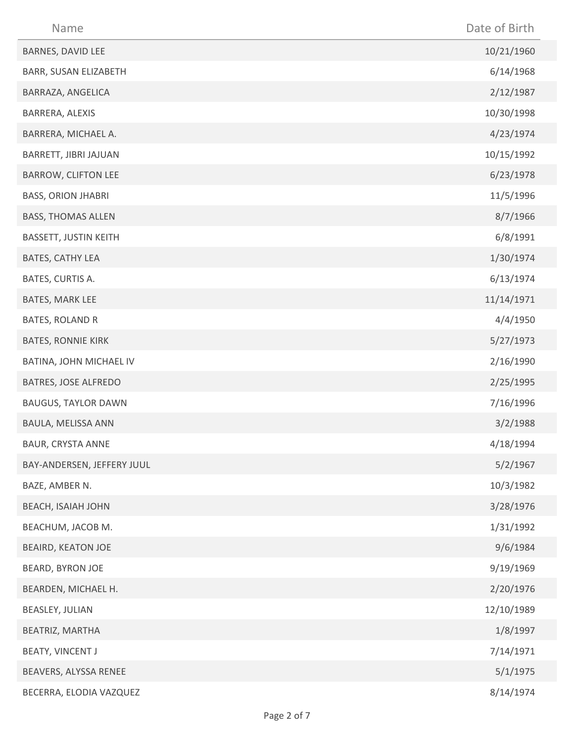| Name | Date of Birth |
| --- | --- |
| BARNES, DAVID LEE | 10/21/1960 |
| BARR, SUSAN ELIZABETH | 6/14/1968 |
| BARRAZA, ANGELICA | 2/12/1987 |
| BARRERA, ALEXIS | 10/30/1998 |
| BARRERA, MICHAEL A. | 4/23/1974 |
| BARRETT, JIBRI JAJUAN | 10/15/1992 |
| BARROW, CLIFTON LEE | 6/23/1978 |
| BASS, ORION JHABRI | 11/5/1996 |
| BASS, THOMAS ALLEN | 8/7/1966 |
| BASSETT, JUSTIN KEITH | 6/8/1991 |
| BATES, CATHY LEA | 1/30/1974 |
| BATES, CURTIS A. | 6/13/1974 |
| BATES, MARK LEE | 11/14/1971 |
| BATES, ROLAND R | 4/4/1950 |
| BATES, RONNIE KIRK | 5/27/1973 |
| BATINA, JOHN MICHAEL IV | 2/16/1990 |
| BATRES, JOSE ALFREDO | 2/25/1995 |
| BAUGUS, TAYLOR DAWN | 7/16/1996 |
| BAULA, MELISSA ANN | 3/2/1988 |
| BAUR, CRYSTA ANNE | 4/18/1994 |
| BAY-ANDERSEN, JEFFERY JUUL | 5/2/1967 |
| BAZE, AMBER N. | 10/3/1982 |
| BEACH, ISAIAH JOHN | 3/28/1976 |
| BEACHUM, JACOB M. | 1/31/1992 |
| BEAIRD, KEATON JOE | 9/6/1984 |
| BEARD, BYRON JOE | 9/19/1969 |
| BEARDEN, MICHAEL H. | 2/20/1976 |
| BEASLEY, JULIAN | 12/10/1989 |
| BEATRIZ, MARTHA | 1/8/1997 |
| BEATY, VINCENT J | 7/14/1971 |
| BEAVERS, ALYSSA RENEE | 5/1/1975 |
| BECERRA, ELODIA VAZQUEZ | 8/14/1974 |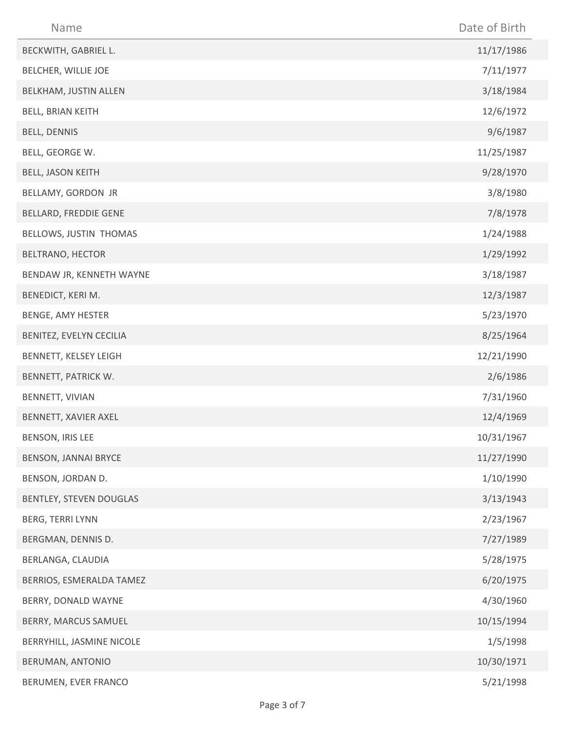| Name | Date of Birth |
| --- | --- |
| BECKWITH, GABRIEL L. | 11/17/1986 |
| BELCHER, WILLIE JOE | 7/11/1977 |
| BELKHAM, JUSTIN ALLEN | 3/18/1984 |
| BELL, BRIAN KEITH | 12/6/1972 |
| BELL, DENNIS | 9/6/1987 |
| BELL, GEORGE W. | 11/25/1987 |
| BELL, JASON KEITH | 9/28/1970 |
| BELLAMY, GORDON JR | 3/8/1980 |
| BELLARD, FREDDIE GENE | 7/8/1978 |
| BELLOWS, JUSTIN THOMAS | 1/24/1988 |
| BELTRANO, HECTOR | 1/29/1992 |
| BENDAW JR, KENNETH WAYNE | 3/18/1987 |
| BENEDICT, KERI M. | 12/3/1987 |
| BENGE, AMY HESTER | 5/23/1970 |
| BENITEZ, EVELYN CECILIA | 8/25/1964 |
| BENNETT, KELSEY LEIGH | 12/21/1990 |
| BENNETT, PATRICK W. | 2/6/1986 |
| BENNETT, VIVIAN | 7/31/1960 |
| BENNETT, XAVIER AXEL | 12/4/1969 |
| BENSON, IRIS LEE | 10/31/1967 |
| BENSON, JANNAI BRYCE | 11/27/1990 |
| BENSON, JORDAN D. | 1/10/1990 |
| BENTLEY, STEVEN DOUGLAS | 3/13/1943 |
| BERG, TERRI LYNN | 2/23/1967 |
| BERGMAN, DENNIS D. | 7/27/1989 |
| BERLANGA, CLAUDIA | 5/28/1975 |
| BERRIOS, ESMERALDA TAMEZ | 6/20/1975 |
| BERRY, DONALD WAYNE | 4/30/1960 |
| BERRY, MARCUS SAMUEL | 10/15/1994 |
| BERRYHILL, JASMINE NICOLE | 1/5/1998 |
| BERUMAN, ANTONIO | 10/30/1971 |
| BERUMEN, EVER FRANCO | 5/21/1998 |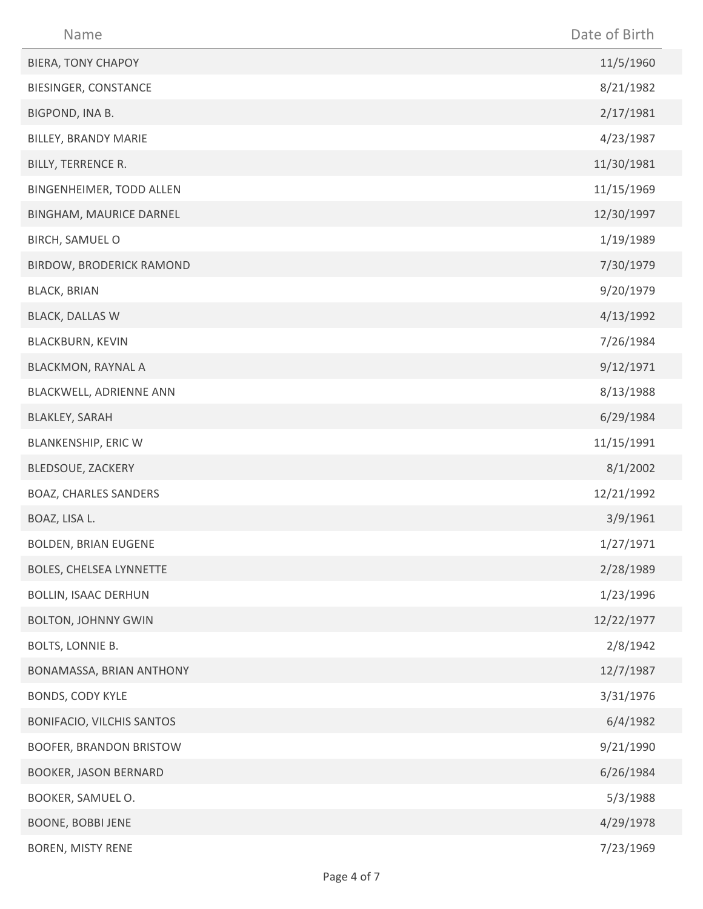| Name | Date of Birth |
| --- | --- |
| BIERA, TONY CHAPOY | 11/5/1960 |
| BIESINGER, CONSTANCE | 8/21/1982 |
| BIGPOND, INA B. | 2/17/1981 |
| BILLEY, BRANDY MARIE | 4/23/1987 |
| BILLY, TERRENCE R. | 11/30/1981 |
| BINGENHEIMER, TODD ALLEN | 11/15/1969 |
| BINGHAM, MAURICE DARNEL | 12/30/1997 |
| BIRCH, SAMUEL O | 1/19/1989 |
| BIRDOW, BRODERICK RAMOND | 7/30/1979 |
| BLACK, BRIAN | 9/20/1979 |
| BLACK, DALLAS W | 4/13/1992 |
| BLACKBURN, KEVIN | 7/26/1984 |
| BLACKMON, RAYNAL A | 9/12/1971 |
| BLACKWELL, ADRIENNE ANN | 8/13/1988 |
| BLAKLEY, SARAH | 6/29/1984 |
| BLANKENSHIP, ERIC W | 11/15/1991 |
| BLEDSOUE, ZACKERY | 8/1/2002 |
| BOAZ, CHARLES SANDERS | 12/21/1992 |
| BOAZ, LISA L. | 3/9/1961 |
| BOLDEN, BRIAN EUGENE | 1/27/1971 |
| BOLES, CHELSEA LYNNETTE | 2/28/1989 |
| BOLLIN, ISAAC DERHUN | 1/23/1996 |
| BOLTON, JOHNNY GWIN | 12/22/1977 |
| BOLTS, LONNIE B. | 2/8/1942 |
| BONAMASSA, BRIAN ANTHONY | 12/7/1987 |
| BONDS, CODY KYLE | 3/31/1976 |
| BONIFACIO, VILCHIS SANTOS | 6/4/1982 |
| BOOFER, BRANDON BRISTOW | 9/21/1990 |
| BOOKER, JASON BERNARD | 6/26/1984 |
| BOOKER, SAMUEL O. | 5/3/1988 |
| BOONE, BOBBI JENE | 4/29/1978 |
| BOREN, MISTY RENE | 7/23/1969 |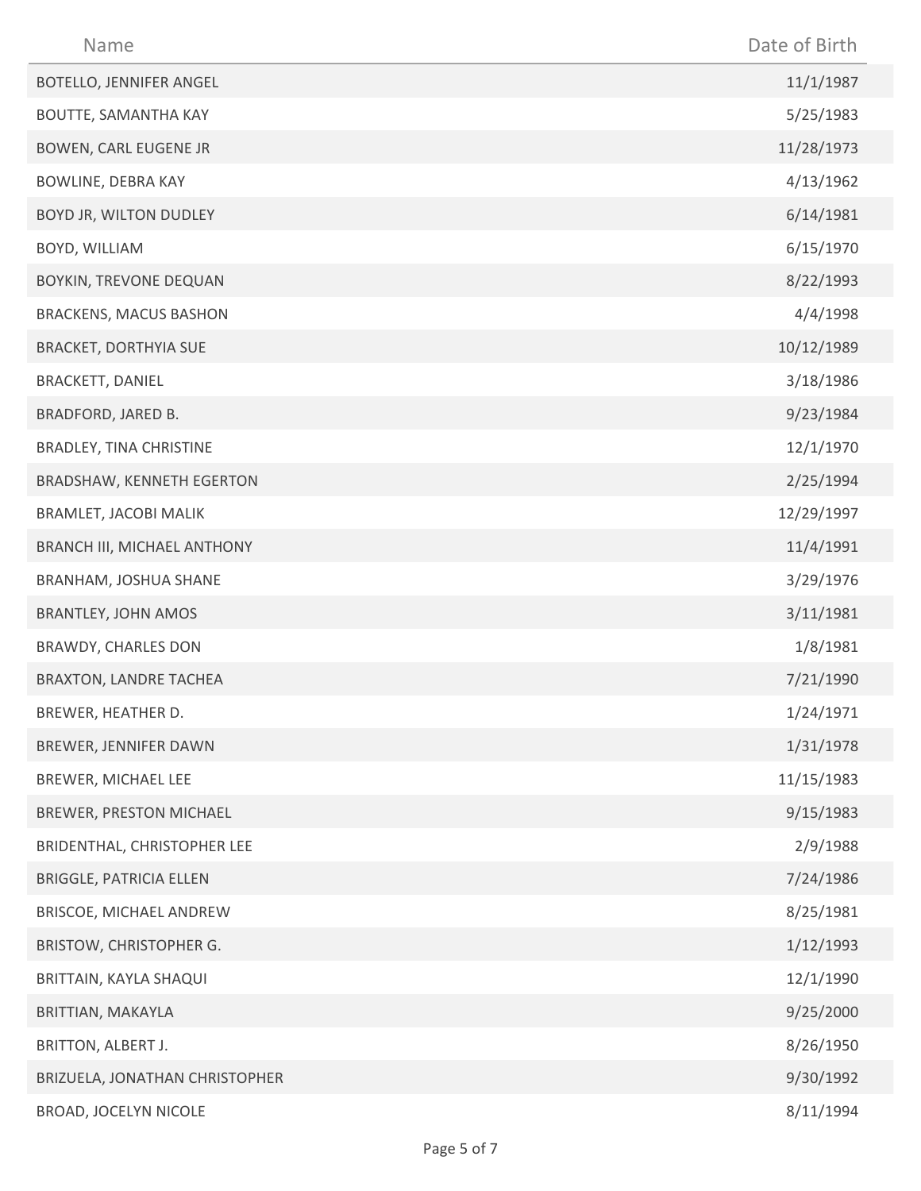| Name | Date of Birth |
|---|---|
| BOTELLO, JENNIFER ANGEL | 11/1/1987 |
| BOUTTE, SAMANTHA KAY | 5/25/1983 |
| BOWEN, CARL EUGENE JR | 11/28/1973 |
| BOWLINE, DEBRA KAY | 4/13/1962 |
| BOYD JR, WILTON DUDLEY | 6/14/1981 |
| BOYD, WILLIAM | 6/15/1970 |
| BOYKIN, TREVONE DEQUAN | 8/22/1993 |
| BRACKENS, MACUS BASHON | 4/4/1998 |
| BRACKET, DORTHYIA SUE | 10/12/1989 |
| BRACKETT, DANIEL | 3/18/1986 |
| BRADFORD, JARED B. | 9/23/1984 |
| BRADLEY, TINA CHRISTINE | 12/1/1970 |
| BRADSHAW, KENNETH EGERTON | 2/25/1994 |
| BRAMLET, JACOBI MALIK | 12/29/1997 |
| BRANCH III, MICHAEL ANTHONY | 11/4/1991 |
| BRANHAM, JOSHUA SHANE | 3/29/1976 |
| BRANTLEY, JOHN AMOS | 3/11/1981 |
| BRAWDY, CHARLES DON | 1/8/1981 |
| BRAXTON, LANDRE TACHEA | 7/21/1990 |
| BREWER, HEATHER D. | 1/24/1971 |
| BREWER, JENNIFER DAWN | 1/31/1978 |
| BREWER, MICHAEL LEE | 11/15/1983 |
| BREWER, PRESTON MICHAEL | 9/15/1983 |
| BRIDENTHAL, CHRISTOPHER LEE | 2/9/1988 |
| BRIGGLE, PATRICIA ELLEN | 7/24/1986 |
| BRISCOE, MICHAEL ANDREW | 8/25/1981 |
| BRISTOW, CHRISTOPHER G. | 1/12/1993 |
| BRITTAIN, KAYLA SHAQUI | 12/1/1990 |
| BRITTIAN, MAKAYLA | 9/25/2000 |
| BRITTON, ALBERT J. | 8/26/1950 |
| BRIZUELA, JONATHAN CHRISTOPHER | 9/30/1992 |
| BROAD, JOCELYN NICOLE | 8/11/1994 |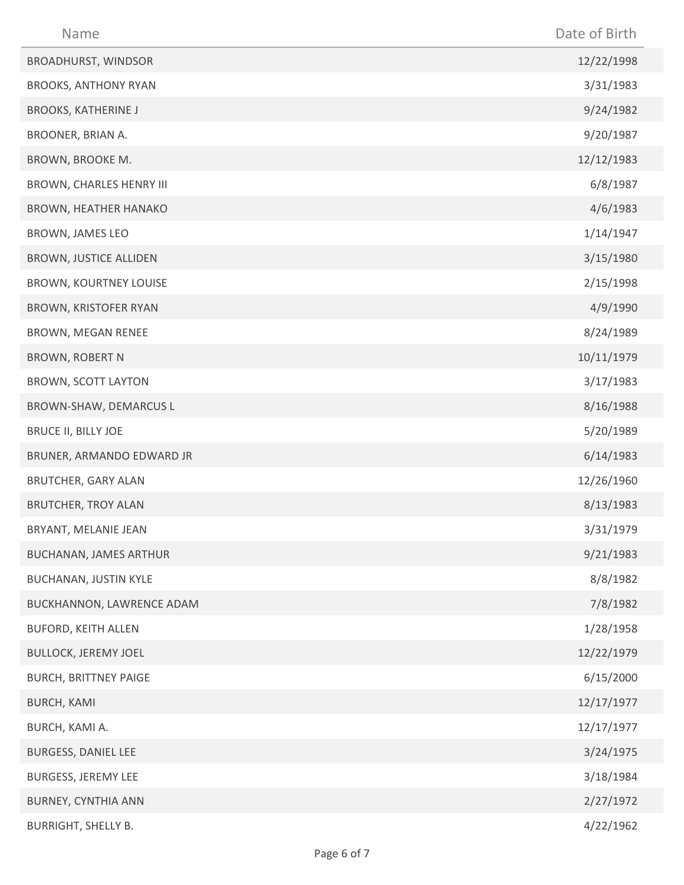| Name | Date of Birth |
|---|---|
| BROADHURST, WINDSOR | 12/22/1998 |
| BROOKS, ANTHONY RYAN | 3/31/1983 |
| BROOKS, KATHERINE J | 9/24/1982 |
| BROONER, BRIAN A. | 9/20/1987 |
| BROWN, BROOKE M. | 12/12/1983 |
| BROWN, CHARLES HENRY III | 6/8/1987 |
| BROWN, HEATHER HANAKO | 4/6/1983 |
| BROWN, JAMES LEO | 1/14/1947 |
| BROWN, JUSTICE ALLIDEN | 3/15/1980 |
| BROWN, KOURTNEY LOUISE | 2/15/1998 |
| BROWN, KRISTOFER RYAN | 4/9/1990 |
| BROWN, MEGAN RENEE | 8/24/1989 |
| BROWN, ROBERT N | 10/11/1979 |
| BROWN, SCOTT LAYTON | 3/17/1983 |
| BROWN-SHAW, DEMARCUS L | 8/16/1988 |
| BRUCE II, BILLY JOE | 5/20/1989 |
| BRUNER, ARMANDO EDWARD JR | 6/14/1983 |
| BRUTCHER, GARY ALAN | 12/26/1960 |
| BRUTCHER, TROY ALAN | 8/13/1983 |
| BRYANT, MELANIE JEAN | 3/31/1979 |
| BUCHANAN, JAMES ARTHUR | 9/21/1983 |
| BUCHANAN, JUSTIN KYLE | 8/8/1982 |
| BUCKHANNON, LAWRENCE ADAM | 7/8/1982 |
| BUFORD, KEITH ALLEN | 1/28/1958 |
| BULLOCK, JEREMY JOEL | 12/22/1979 |
| BURCH, BRITTNEY PAIGE | 6/15/2000 |
| BURCH, KAMI | 12/17/1977 |
| BURCH, KAMI A. | 12/17/1977 |
| BURGESS, DANIEL LEE | 3/24/1975 |
| BURGESS, JEREMY LEE | 3/18/1984 |
| BURNEY, CYNTHIA ANN | 2/27/1972 |
| BURRIGHT, SHELLY B. | 4/22/1962 |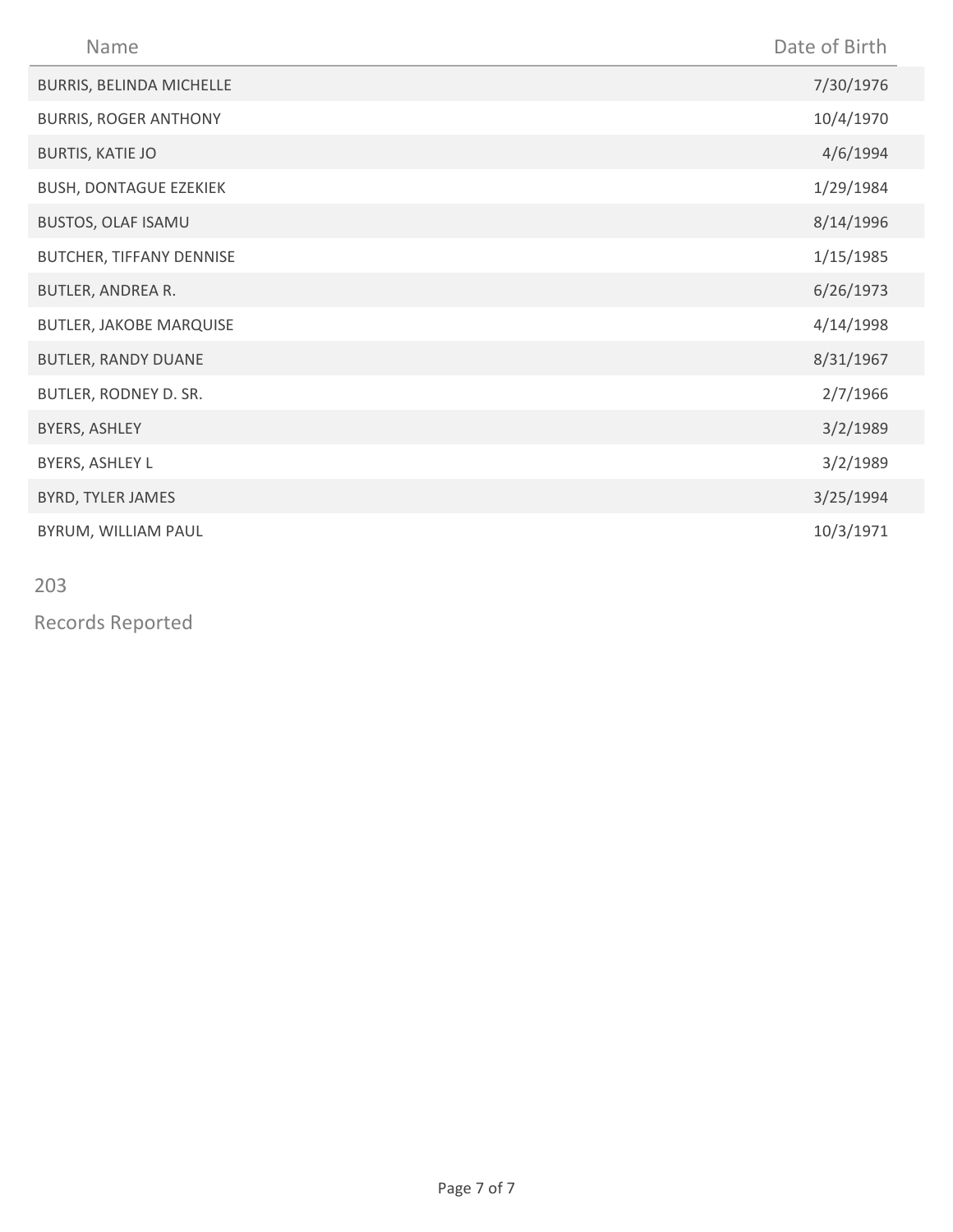| Name | Date of Birth |
| --- | --- |
| BURRIS, BELINDA MICHELLE | 7/30/1976 |
| BURRIS, ROGER ANTHONY | 10/4/1970 |
| BURTIS, KATIE JO | 4/6/1994 |
| BUSH, DONTAGUE EZEKIEK | 1/29/1984 |
| BUSTOS, OLAF ISAMU | 8/14/1996 |
| BUTCHER, TIFFANY DENNISE | 1/15/1985 |
| BUTLER, ANDREA R. | 6/26/1973 |
| BUTLER, JAKOBE MARQUISE | 4/14/1998 |
| BUTLER, RANDY DUANE | 8/31/1967 |
| BUTLER, RODNEY D. SR. | 2/7/1966 |
| BYERS, ASHLEY | 3/2/1989 |
| BYERS, ASHLEY L | 3/2/1989 |
| BYRD, TYLER JAMES | 3/25/1994 |
| BYRUM, WILLIAM PAUL | 10/3/1971 |

203

Records Reported